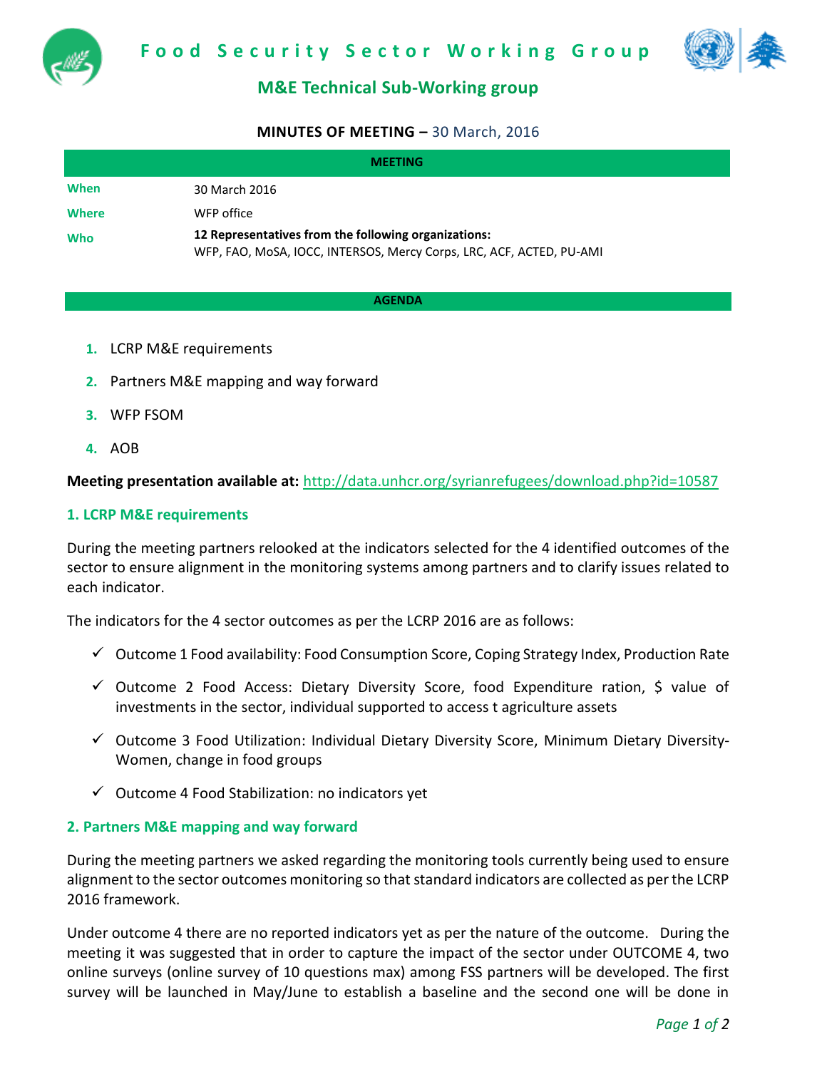# Food Security Sector Working Group

## M&E Technical Sub-Working group

**MINUTES OF MEETING –** 30 March, 2016

| MEETING | |
|---|---|
| **When** | 30 March 2016 |
| **Where** | WFP office |
| **Who** | **12 Representatives from the following organizations:** WFP, FAO, MoSA, IOCC, INTERSOS, Mercy Corps, LRC, ACF, ACTED, PU-AMI |

**AGENDA**

1. LCRP M&E requirements
2. Partners M&E mapping and way forward
3. WFP FSOM
4. AOB

**Meeting presentation available at:** http://data.unhcr.org/syrianrefugees/download.php?id=10587

### 1. LCRP M&E requirements

During the meeting partners relooked at the indicators selected for the 4 identified outcomes of the sector to ensure alignment in the monitoring systems among partners and to clarify issues related to each indicator.

The indicators for the 4 sector outcomes as per the LCRP 2016 are as follows:

- ✓ Outcome 1 Food availability: Food Consumption Score, Coping Strategy Index, Production Rate
- ✓ Outcome 2 Food Access: Dietary Diversity Score, food Expenditure ration, $ value of investments in the sector, individual supported to access t agriculture assets
- ✓ Outcome 3 Food Utilization: Individual Dietary Diversity Score, Minimum Dietary Diversity-Women, change in food groups
- ✓ Outcome 4 Food Stabilization: no indicators yet

### 2. Partners M&E mapping and way forward

During the meeting partners we asked regarding the monitoring tools currently being used to ensure alignment to the sector outcomes monitoring so that standard indicators are collected as per the LCRP 2016 framework.

Under outcome 4 there are no reported indicators yet as per the nature of the outcome. During the meeting it was suggested that in order to capture the impact of the sector under OUTCOME 4, two online surveys (online survey of 10 questions max) among FSS partners will be developed. The first survey will be launched in May/June to establish a baseline and the second one will be done in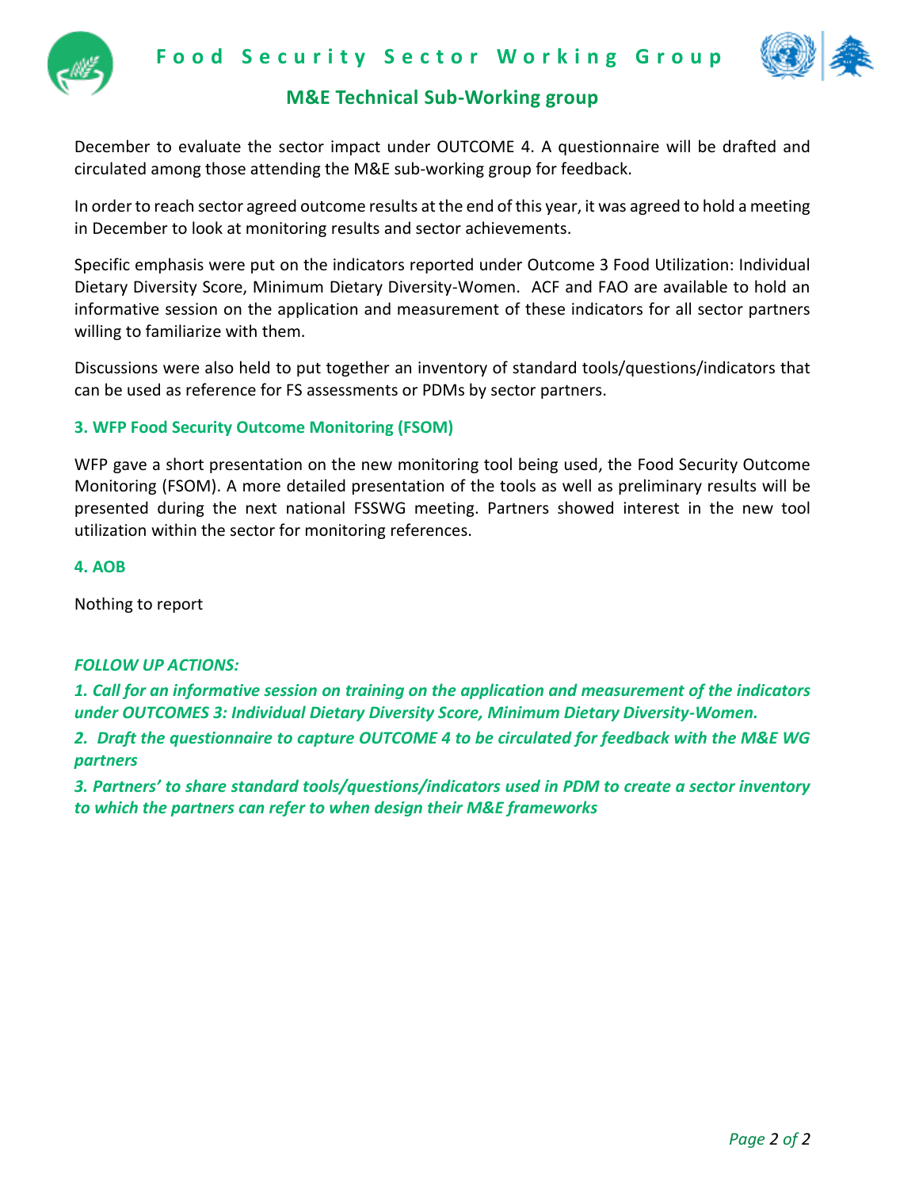December to evaluate the sector impact under OUTCOME 4. A questionnaire will be drafted and circulated among those attending the M&E sub-working group for feedback.

In order to reach sector agreed outcome results at the end of this year, it was agreed to hold a meeting in December to look at monitoring results and sector achievements.

Specific emphasis were put on the indicators reported under Outcome 3 Food Utilization: Individual Dietary Diversity Score, Minimum Dietary Diversity-Women. ACF and FAO are available to hold an informative session on the application and measurement of these indicators for all sector partners willing to familiarize with them.

Discussions were also held to put together an inventory of standard tools/questions/indicators that can be used as reference for FS assessments or PDMs by sector partners.

### 3. WFP Food Security Outcome Monitoring (FSOM)

WFP gave a short presentation on the new monitoring tool being used, the Food Security Outcome Monitoring (FSOM). A more detailed presentation of the tools as well as preliminary results will be presented during the next national FSSWG meeting. Partners showed interest in the new tool utilization within the sector for monitoring references.

### 4. AOB

Nothing to report

***FOLLOW UP ACTIONS:***

***1. Call for an informative session on training on the application and measurement of the indicators under OUTCOMES 3: Individual Dietary Diversity Score, Minimum Dietary Diversity-Women.***

***2. Draft the questionnaire to capture OUTCOME 4 to be circulated for feedback with the M&E WG partners***

***3. Partners' to share standard tools/questions/indicators used in PDM to create a sector inventory to which the partners can refer to when design their M&E frameworks***